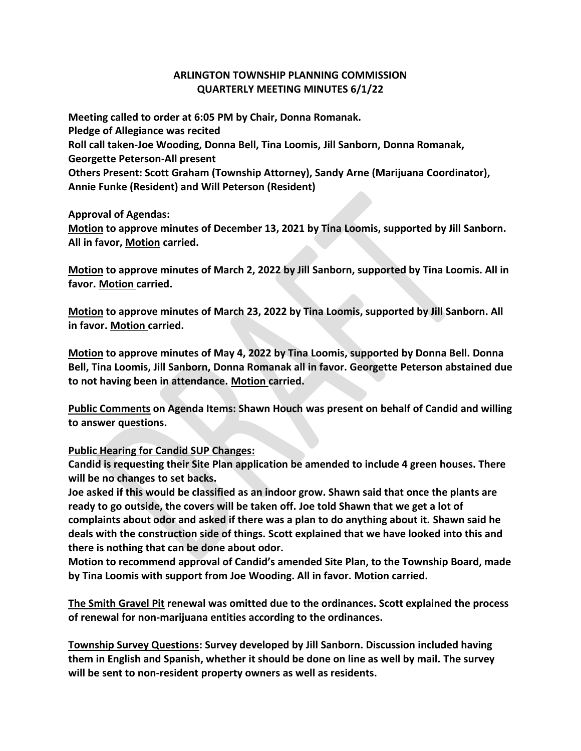# ARLINGTON TOWNSHIP PLANNING COMMISSION
## QUARTERLY MEETING MINUTES 6/1/22

**Meeting called to order at 6:05 PM by Chair, Donna Romanak.**
**Pledge of Allegiance was recited**
**Roll call taken-Joe Wooding, Donna Bell, Tina Loomis, Jill Sanborn, Donna Romanak, Georgette Peterson-All present**
**Others Present: Scott Graham (Township Attorney), Sandy Arne (Marijuana Coordinator), Annie Funke (Resident) and Will Peterson (Resident)**

**Approval of Agendas:**
**<u>Motion</u> to approve minutes of December 13, 2021 by Tina Loomis, supported by Jill Sanborn. All in favor, <u>Motion</u> carried.**

**<u>Motion</u> to approve minutes of March 2, 2022 by Jill Sanborn, supported by Tina Loomis. All in favor. <u>Motion</u> carried.**

**<u>Motion</u> to approve minutes of March 23, 2022 by Tina Loomis, supported by Jill Sanborn. All in favor. <u>Motion</u> carried.**

**<u>Motion</u> to approve minutes of May 4, 2022 by Tina Loomis, supported by Donna Bell. Donna Bell, Tina Loomis, Jill Sanborn, Donna Romanak all in favor. Georgette Peterson abstained due to not having been in attendance. <u>Motion</u> carried.**

**<u>Public Comments</u> on Agenda Items: Shawn Houch was present on behalf of Candid and willing to answer questions.**

**<u>Public Hearing for Candid SUP Changes:</u>**
**Candid is requesting their Site Plan application be amended to include 4 green houses. There will be no changes to set backs.**
**Joe asked if this would be classified as an indoor grow. Shawn said that once the plants are ready to go outside, the covers will be taken off. Joe told Shawn that we get a lot of complaints about odor and asked if there was a plan to do anything about it. Shawn said he deals with the construction side of things. Scott explained that we have looked into this and there is nothing that can be done about odor.**
**<u>Motion</u> to recommend approval of Candid's amended Site Plan, to the Township Board, made by Tina Loomis with support from Joe Wooding. All in favor. <u>Motion</u> carried.**

**<u>The Smith Gravel Pit</u> renewal was omitted due to the ordinances. Scott explained the process of renewal for non-marijuana entities according to the ordinances.**

**<u>Township Survey Questions</u>: Survey developed by Jill Sanborn. Discussion included having them in English and Spanish, whether it should be done on line as well by mail. The survey will be sent to non-resident property owners as well as residents.**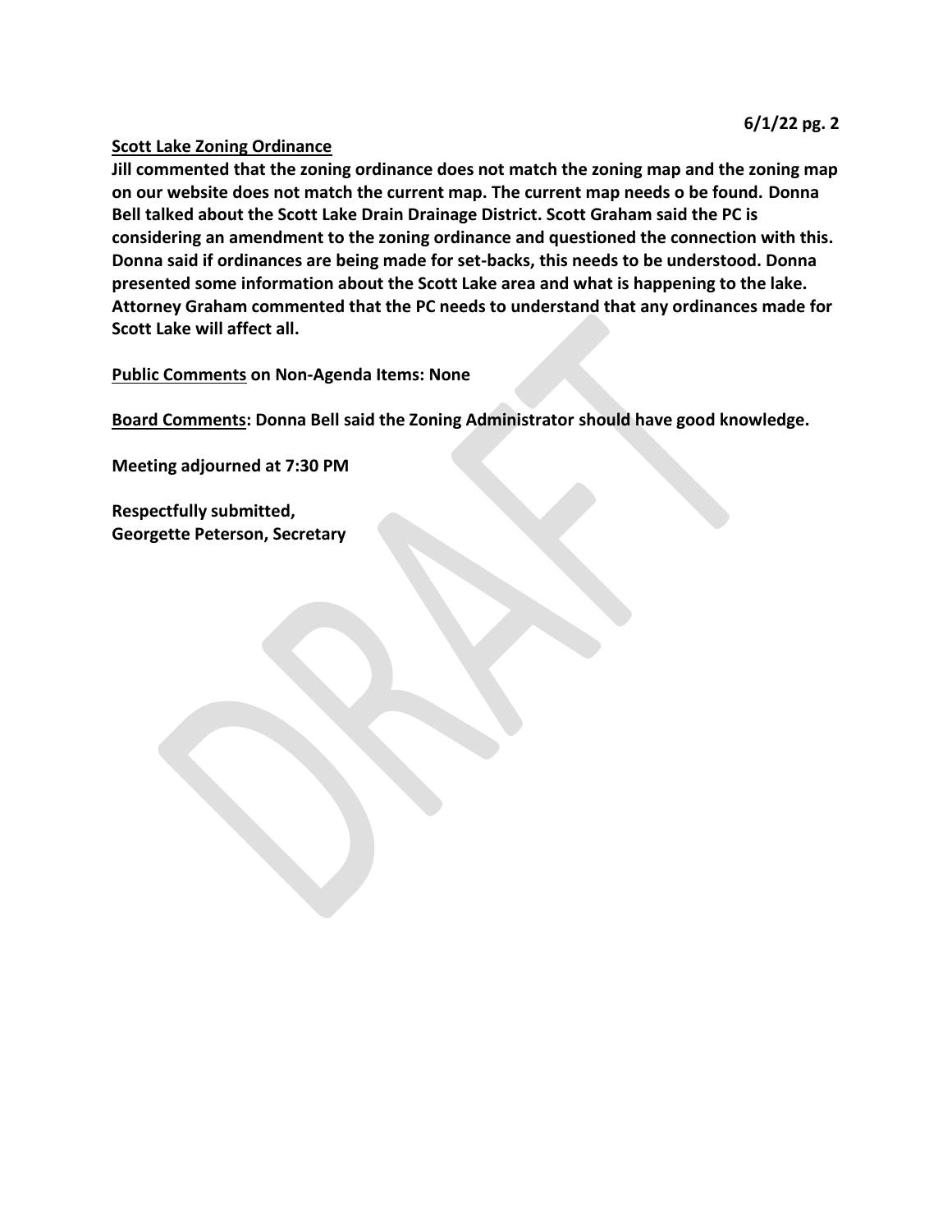**Scott Lake Zoning Ordinance**
**Jill commented that the zoning ordinance does not match the zoning map and the zoning map on our website does not match the current map. The current map needs o be found. Donna Bell talked about the Scott Lake Drain Drainage District. Scott Graham said the PC is considering an amendment to the zoning ordinance and questioned the connection with this. Donna said if ordinances are being made for set-backs, this needs to be understood. Donna presented some information about the Scott Lake area and what is happening to the lake. Attorney Graham commented that the PC needs to understand that any ordinances made for Scott Lake will affect all.**

**Public Comments on Non-Agenda Items: None**

**Board Comments: Donna Bell said the Zoning Administrator should have good knowledge.**

**Meeting adjourned at 7:30 PM**

**Respectfully submitted,**
**Georgette Peterson, Secretary**

DRAFT